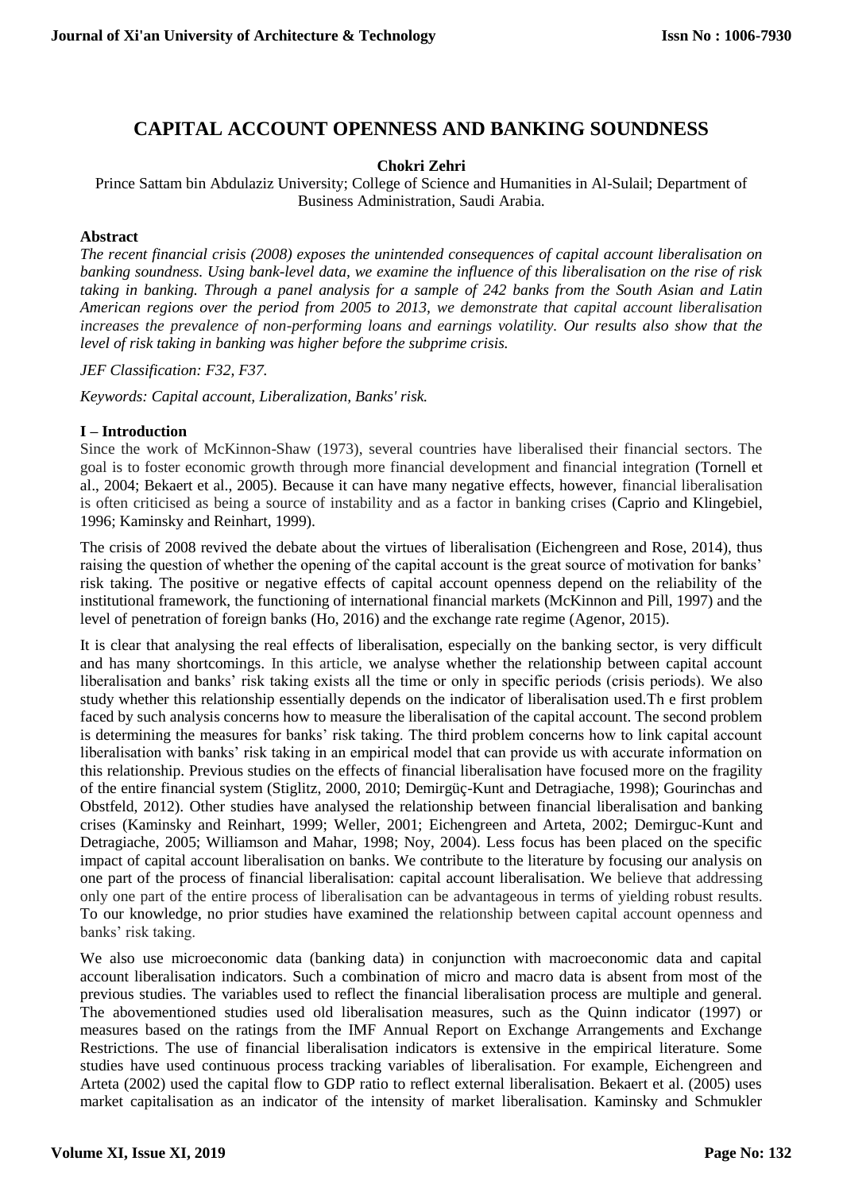# CAPITAL ACCOUNT OPENNESS AND BANKING SOUNDNESS

**Chokri Zehri**

Prince Sattam bin Abdulaziz University; College of Science and Humanities in Al-Sulail; Department of Business Administration, Saudi Arabia.

**Abstract**

*The recent financial crisis (2008) exposes the unintended consequences of capital account liberalisation on banking soundness. Using bank-level data, we examine the influence of this liberalisation on the rise of risk taking in banking. Through a panel analysis for a sample of 242 banks from the South Asian and Latin American regions over the period from 2005 to 2013, we demonstrate that capital account liberalisation increases the prevalence of non-performing loans and earnings volatility. Our results also show that the level of risk taking in banking was higher before the subprime crisis.*

*JEF Classification: F32, F37.*

*Keywords: Capital account, Liberalization, Banks' risk.*

## I – Introduction

Since the work of McKinnon-Shaw (1973), several countries have liberalised their financial sectors. The goal is to foster economic growth through more financial development and financial integration (Tornell et al., 2004; Bekaert et al., 2005). Because it can have many negative effects, however, financial liberalisation is often criticised as being a source of instability and as a factor in banking crises (Caprio and Klingebiel, 1996; Kaminsky and Reinhart, 1999).

The crisis of 2008 revived the debate about the virtues of liberalisation (Eichengreen and Rose, 2014), thus raising the question of whether the opening of the capital account is the great source of motivation for banks' risk taking. The positive or negative effects of capital account openness depend on the reliability of the institutional framework, the functioning of international financial markets (McKinnon and Pill, 1997) and the level of penetration of foreign banks (Ho, 2016) and the exchange rate regime (Agenor, 2015).

It is clear that analysing the real effects of liberalisation, especially on the banking sector, is very difficult and has many shortcomings. In this article, we analyse whether the relationship between capital account liberalisation and banks' risk taking exists all the time or only in specific periods (crisis periods). We also study whether this relationship essentially depends on the indicator of liberalisation used.Th e first problem faced by such analysis concerns how to measure the liberalisation of the capital account. The second problem is determining the measures for banks' risk taking. The third problem concerns how to link capital account liberalisation with banks' risk taking in an empirical model that can provide us with accurate information on this relationship. Previous studies on the effects of financial liberalisation have focused more on the fragility of the entire financial system (Stiglitz, 2000, 2010; Demirgüç-Kunt and Detragiache, 1998); Gourinchas and Obstfeld, 2012). Other studies have analysed the relationship between financial liberalisation and banking crises (Kaminsky and Reinhart, 1999; Weller, 2001; Eichengreen and Arteta, 2002; Demirguc-Kunt and Detragiache, 2005; Williamson and Mahar, 1998; Noy, 2004). Less focus has been placed on the specific impact of capital account liberalisation on banks. We contribute to the literature by focusing our analysis on one part of the process of financial liberalisation: capital account liberalisation. We believe that addressing only one part of the entire process of liberalisation can be advantageous in terms of yielding robust results. To our knowledge, no prior studies have examined the relationship between capital account openness and banks' risk taking.

We also use microeconomic data (banking data) in conjunction with macroeconomic data and capital account liberalisation indicators. Such a combination of micro and macro data is absent from most of the previous studies. The variables used to reflect the financial liberalisation process are multiple and general. The abovementioned studies used old liberalisation measures, such as the Quinn indicator (1997) or measures based on the ratings from the IMF Annual Report on Exchange Arrangements and Exchange Restrictions. The use of financial liberalisation indicators is extensive in the empirical literature. Some studies have used continuous process tracking variables of liberalisation. For example, Eichengreen and Arteta (2002) used the capital flow to GDP ratio to reflect external liberalisation. Bekaert et al. (2005) uses market capitalisation as an indicator of the intensity of market liberalisation. Kaminsky and Schmukler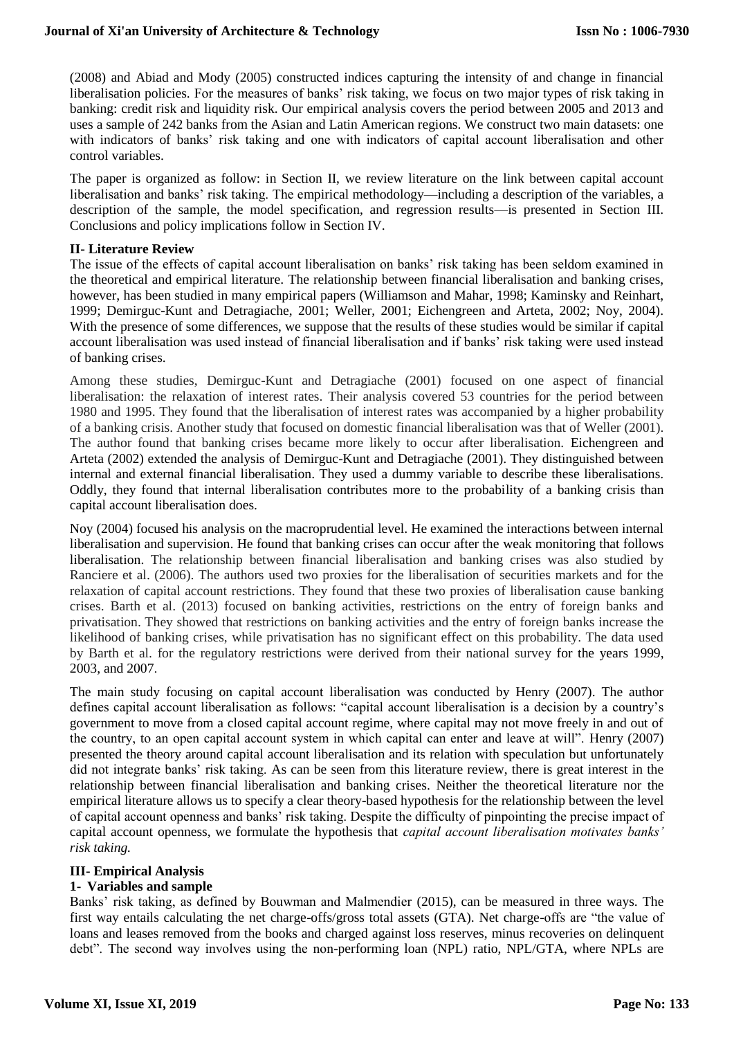(2008) and Abiad and Mody (2005) constructed indices capturing the intensity of and change in financial liberalisation policies. For the measures of banks' risk taking, we focus on two major types of risk taking in banking: credit risk and liquidity risk. Our empirical analysis covers the period between 2005 and 2013 and uses a sample of 242 banks from the Asian and Latin American regions. We construct two main datasets: one with indicators of banks' risk taking and one with indicators of capital account liberalisation and other control variables.

The paper is organized as follow: in Section II, we review literature on the link between capital account liberalisation and banks' risk taking. The empirical methodology—including a description of the variables, a description of the sample, the model specification, and regression results—is presented in Section III. Conclusions and policy implications follow in Section IV.

## II- Literature Review

The issue of the effects of capital account liberalisation on banks' risk taking has been seldom examined in the theoretical and empirical literature. The relationship between financial liberalisation and banking crises, however, has been studied in many empirical papers (Williamson and Mahar, 1998; Kaminsky and Reinhart, 1999; Demirguc-Kunt and Detragiache, 2001; Weller, 2001; Eichengreen and Arteta, 2002; Noy, 2004). With the presence of some differences, we suppose that the results of these studies would be similar if capital account liberalisation was used instead of financial liberalisation and if banks' risk taking were used instead of banking crises.

Among these studies, Demirguc-Kunt and Detragiache (2001) focused on one aspect of financial liberalisation: the relaxation of interest rates. Their analysis covered 53 countries for the period between 1980 and 1995. They found that the liberalisation of interest rates was accompanied by a higher probability of a banking crisis. Another study that focused on domestic financial liberalisation was that of Weller (2001). The author found that banking crises became more likely to occur after liberalisation. Eichengreen and Arteta (2002) extended the analysis of Demirguc-Kunt and Detragiache (2001). They distinguished between internal and external financial liberalisation. They used a dummy variable to describe these liberalisations. Oddly, they found that internal liberalisation contributes more to the probability of a banking crisis than capital account liberalisation does.

Noy (2004) focused his analysis on the macroprudential level. He examined the interactions between internal liberalisation and supervision. He found that banking crises can occur after the weak monitoring that follows liberalisation. The relationship between financial liberalisation and banking crises was also studied by Ranciere et al. (2006). The authors used two proxies for the liberalisation of securities markets and for the relaxation of capital account restrictions. They found that these two proxies of liberalisation cause banking crises. Barth et al. (2013) focused on banking activities, restrictions on the entry of foreign banks and privatisation. They showed that restrictions on banking activities and the entry of foreign banks increase the likelihood of banking crises, while privatisation has no significant effect on this probability. The data used by Barth et al. for the regulatory restrictions were derived from their national survey for the years 1999, 2003, and 2007.

The main study focusing on capital account liberalisation was conducted by Henry (2007). The author defines capital account liberalisation as follows: "capital account liberalisation is a decision by a country's government to move from a closed capital account regime, where capital may not move freely in and out of the country, to an open capital account system in which capital can enter and leave at will". Henry (2007) presented the theory around capital account liberalisation and its relation with speculation but unfortunately did not integrate banks' risk taking. As can be seen from this literature review, there is great interest in the relationship between financial liberalisation and banking crises. Neither the theoretical literature nor the empirical literature allows us to specify a clear theory-based hypothesis for the relationship between the level of capital account openness and banks' risk taking. Despite the difficulty of pinpointing the precise impact of capital account openness, we formulate the hypothesis that *capital account liberalisation motivates banks' risk taking.*

## III- Empirical Analysis

### 1- Variables and sample

Banks' risk taking, as defined by Bouwman and Malmendier (2015), can be measured in three ways. The first way entails calculating the net charge-offs/gross total assets (GTA). Net charge-offs are "the value of loans and leases removed from the books and charged against loss reserves, minus recoveries on delinquent debt". The second way involves using the non-performing loan (NPL) ratio, NPL/GTA, where NPLs are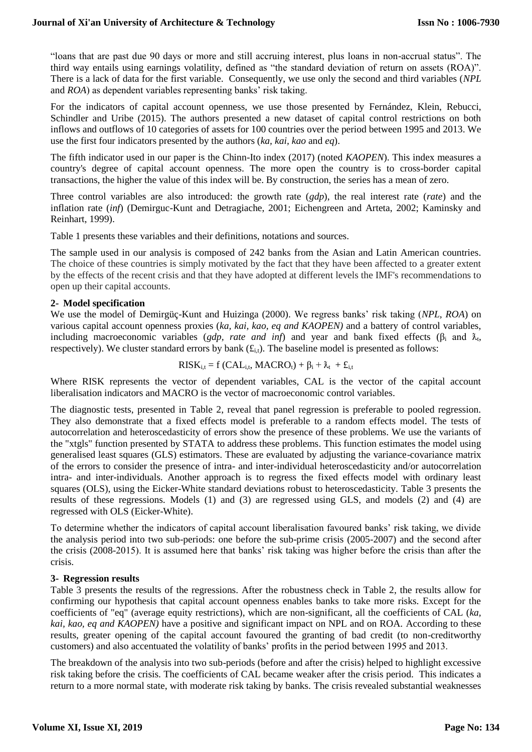"loans that are past due 90 days or more and still accruing interest, plus loans in non-accrual status". The third way entails using earnings volatility, defined as "the standard deviation of return on assets (ROA)". There is a lack of data for the first variable. Consequently, we use only the second and third variables (*NPL* and *ROA*) as dependent variables representing banks' risk taking.

For the indicators of capital account openness, we use those presented by Fernández, Klein, Rebucci, Schindler and Uribe (2015). The authors presented a new dataset of capital control restrictions on both inflows and outflows of 10 categories of assets for 100 countries over the period between 1995 and 2013. We use the first four indicators presented by the authors (*ka*, *kai*, *kao* and *eq*).

The fifth indicator used in our paper is the Chinn-Ito index (2017) (noted *KAOPEN*). This index measures a country's degree of capital account openness. The more open the country is to cross-border capital transactions, the higher the value of this index will be. By construction, the series has a mean of zero.

Three control variables are also introduced: the growth rate (*gdp*), the real interest rate (*rate*) and the inflation rate (*inf*) (Demirguc-Kunt and Detragiache, 2001; Eichengreen and Arteta, 2002; Kaminsky and Reinhart, 1999).

Table 1 presents these variables and their definitions, notations and sources.

The sample used in our analysis is composed of 242 banks from the Asian and Latin American countries. The choice of these countries is simply motivated by the fact that they have been affected to a greater extent by the effects of the recent crisis and that they have adopted at different levels the IMF's recommendations to open up their capital accounts.

## 2- Model specification

We use the model of Demirgüç-Kunt and Huizinga (2000). We regress banks' risk taking (*NPL*, *ROA*) on various capital account openness proxies (*ka, kai, kao, eq and KAOPEN)* and a battery of control variables, including macroeconomic variables (*gdp*, *rate and inf*) and year and bank fixed effects ($\beta_i$ and $\lambda_t$, respectively). We cluster standard errors by bank ($£_{i,t}$). The baseline model is presented as follows:

$$RISK_{i,t} = f\,(CAL_{i,t}, MACRO_t) + \beta_i + \lambda_t + £_{i,t}$$

Where RISK represents the vector of dependent variables, CAL is the vector of the capital account liberalisation indicators and MACRO is the vector of macroeconomic control variables.

The diagnostic tests, presented in Table 2, reveal that panel regression is preferable to pooled regression. They also demonstrate that a fixed effects model is preferable to a random effects model. The tests of autocorrelation and heteroscedasticity of errors show the presence of these problems. We use the variants of the "xtgls" function presented by STATA to address these problems. This function estimates the model using generalised least squares (GLS) estimators. These are evaluated by adjusting the variance-covariance matrix of the errors to consider the presence of intra- and inter-individual heteroscedasticity and/or autocorrelation intra- and inter-individuals. Another approach is to regress the fixed effects model with ordinary least squares (OLS), using the Eicker-White standard deviations robust to heteroscedasticity. Table 3 presents the results of these regressions. Models (1) and (3) are regressed using GLS, and models (2) and (4) are regressed with OLS (Eicker-White).

To determine whether the indicators of capital account liberalisation favoured banks' risk taking, we divide the analysis period into two sub-periods: one before the sub-prime crisis (2005-2007) and the second after the crisis (2008-2015). It is assumed here that banks' risk taking was higher before the crisis than after the crisis.

## 3- Regression results

Table 3 presents the results of the regressions. After the robustness check in Table 2, the results allow for confirming our hypothesis that capital account openness enables banks to take more risks. Except for the coefficients of "eq" (average equity restrictions), which are non-significant, all the coefficients of CAL (*ka, kai, kao, eq and KAOPEN)* have a positive and significant impact on NPL and on ROA. According to these results, greater opening of the capital account favoured the granting of bad credit (to non-creditworthy customers) and also accentuated the volatility of banks' profits in the period between 1995 and 2013.

The breakdown of the analysis into two sub-periods (before and after the crisis) helped to highlight excessive risk taking before the crisis. The coefficients of CAL became weaker after the crisis period. This indicates a return to a more normal state, with moderate risk taking by banks. The crisis revealed substantial weaknesses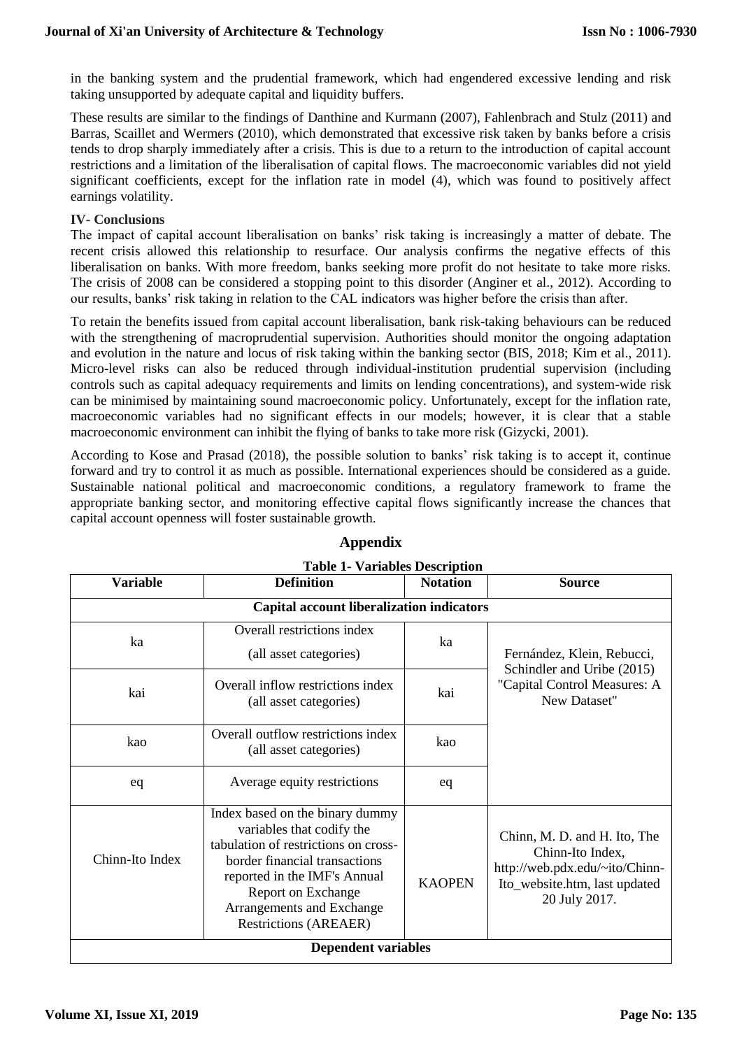in the banking system and the prudential framework, which had engendered excessive lending and risk taking unsupported by adequate capital and liquidity buffers.

These results are similar to the findings of Danthine and Kurmann (2007), Fahlenbrach and Stulz (2011) and Barras, Scaillet and Wermers (2010), which demonstrated that excessive risk taken by banks before a crisis tends to drop sharply immediately after a crisis. This is due to a return to the introduction of capital account restrictions and a limitation of the liberalisation of capital flows. The macroeconomic variables did not yield significant coefficients, except for the inflation rate in model (4), which was found to positively affect earnings volatility.

**IV- Conclusions**

The impact of capital account liberalisation on banks' risk taking is increasingly a matter of debate. The recent crisis allowed this relationship to resurface. Our analysis confirms the negative effects of this liberalisation on banks. With more freedom, banks seeking more profit do not hesitate to take more risks. The crisis of 2008 can be considered a stopping point to this disorder (Anginer et al., 2012). According to our results, banks' risk taking in relation to the CAL indicators was higher before the crisis than after.

To retain the benefits issued from capital account liberalisation, bank risk-taking behaviours can be reduced with the strengthening of macroprudential supervision. Authorities should monitor the ongoing adaptation and evolution in the nature and locus of risk taking within the banking sector (BIS, 2018; Kim et al., 2011). Micro-level risks can also be reduced through individual-institution prudential supervision (including controls such as capital adequacy requirements and limits on lending concentrations), and system-wide risk can be minimised by maintaining sound macroeconomic policy. Unfortunately, except for the inflation rate, macroeconomic variables had no significant effects in our models; however, it is clear that a stable macroeconomic environment can inhibit the flying of banks to take more risk (Gizycki, 2001).

According to Kose and Prasad (2018), the possible solution to banks' risk taking is to accept it, continue forward and try to control it as much as possible. International experiences should be considered as a guide. Sustainable national political and macroeconomic conditions, a regulatory framework to frame the appropriate banking sector, and monitoring effective capital flows significantly increase the chances that capital account openness will foster sustainable growth.

## Appendix

**Table 1- Variables Description**

| Variable | Definition | Notation | Source |
|---|---|---|---|
| **Capital account liberalization indicators** | | | |
| ka | Overall restrictions index (all asset categories) | ka | Fernández, Klein, Rebucci, Schindler and Uribe (2015) "Capital Control Measures: A New Dataset" |
| kai | Overall inflow restrictions index (all asset categories) | kai | |
| kao | Overall outflow restrictions index (all asset categories) | kao | |
| eq | Average equity restrictions | eq | |
| Chinn-Ito Index | Index based on the binary dummy variables that codify the tabulation of restrictions on cross-border financial transactions reported in the IMF's Annual Report on Exchange Arrangements and Exchange Restrictions (AREAER) | KAOPEN | Chinn, M. D. and H. Ito, The Chinn-Ito Index, http://web.pdx.edu/~ito/Chinn-Ito_website.htm, last updated 20 July 2017. |
| **Dependent variables** | | | |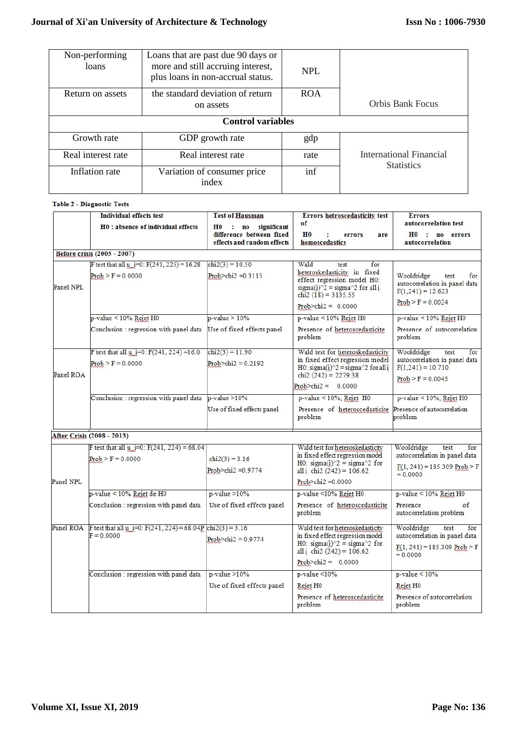| Non-performing loans | Loans that are past due 90 days or more and still accruing interest, plus loans in non-accrual status. | NPL | Orbis Bank Focus |
|---|---|---|---|
| Return on assets | the standard deviation of return on assets | ROA | |
| **Control variables** | | | |
| Growth rate | GDP growth rate | gdp | International Financial Statistics |
| Real interest rate | Real interest rate | rate | |
| Inflation rate | Variation of consumer price index | inf | |

**Table 2 - Diagnostic Tests**

| | Individual effects test<br>H0 : absence of individual effects | Test of Hausman<br>H0 : no significant difference between fixed effects and random effects | Errors hetroscedasticity test of<br>H0 : errors are homoscedastics | Errors autocorrelation test<br>H0 : no errors autocorrelation |
|---|---|---|---|---|
| **Before crisis (2005 - 2007)** | | | | |
| Panel NPL | F test that all u_i=0: F(241, 225) = 16.28<br>Prob > F = 0.0000 | chi2(3) = 10.50<br>Prob>chi2 =0.3115 | Wald test for heteroskedasticity in fixed effect regression model H0: sigma(i)^2 = sigma^2 for all i chi2 (18) = 3135.55<br>Prob>chi2 = 0.0000 | Wooldridge test for autocorrelation in panel data F(1,241) = 12.623<br>Prob > F = 0.0024 |
| | p-value < 10% Rejet H0<br>Conclusion : regression with panel data | p-value > 10%<br>Use of fixed effects panel | p-value < 10% Rejet H0<br>Presence of heteroscedasticite problem | p-value < 10% Rejet H0<br>Presence of autocorrelation problem |
| Panel ROA | F test that all u_i=0: F(241, 224) =16.0<br>Prob > F = 0.0000 | chi2(3) = 11.90<br>Prob>chi2 = 0.2192 | Wald test for heteroskedasticity in fixed effect regression model H0: sigma(i)^2 =sigma^2 for all i chi2 (242) = 2279.38<br>Prob>chi2 = 0.0000 | Wooldridge test for autocorrelation in panel data F(1,241) = 10.710<br>Prob > F = 0.0045 |
| | Conclusion : regression with panel data | p-value >10%<br>Use of fixed effects panel | p-value < 10%; Rejet H0<br>Presence of heteroscedasticite problem | p-value < 10%; Rejet H0<br>Presence of autocorrelation problem |
| **After Crisis (2008 - 2013)** | | | | |
| Panel NPL | F test that all u_i=0: F(241, 224) = 68.04<br>Prob > F = 0.0000 | chi2(3) = 3.16<br>Prob>chi2 =0.9774 | Wald test for heteroskedasticity in fixed effect regression model H0: sigma(i)^2 = sigma^2 for all i chi2 (242) = 106.62<br>Prob>chi2 =0.0000 | Wooldridge test for autocorrelation in panel data<br>F(1, 241) = 185.309 Prob > F = 0.0000 |
| | p-value < 10% Rejet de H0<br>Conclusion : regression with panel data | p-value >10%<br>Use of fixed effects panel | p-value <10% Rejet H0<br>Presence of heteroscedasticite problem | p-value < 10% Rejet H0<br>Presence of autocorrelation problem |
| Panel ROA | F test that all u_i=0: F(241,224)=68.04P F = 0.0000 | chi2(3) = 3.16<br>Prob>chi2 = 0.9774 | Wald test for heteroskedasticity in fixed effect regression model H0: sigma(i)^2 = sigma^2 for all i chi2 (242) = 106.62<br>Prob>chi2 = 0.0000 | Wooldridge test for autocorrelation in panel data<br>F(1, 241) = 185.309 Prob > F = 0.0000 |
| | Conclusion : regression with panel data | p-value >10%<br>Use of fixed effects panel | p-value <10%<br>Rejet H0<br>Presence of heteroscedasticite problem | p-value < 10%<br>Rejet H0<br>Presence of autocorrelation problem |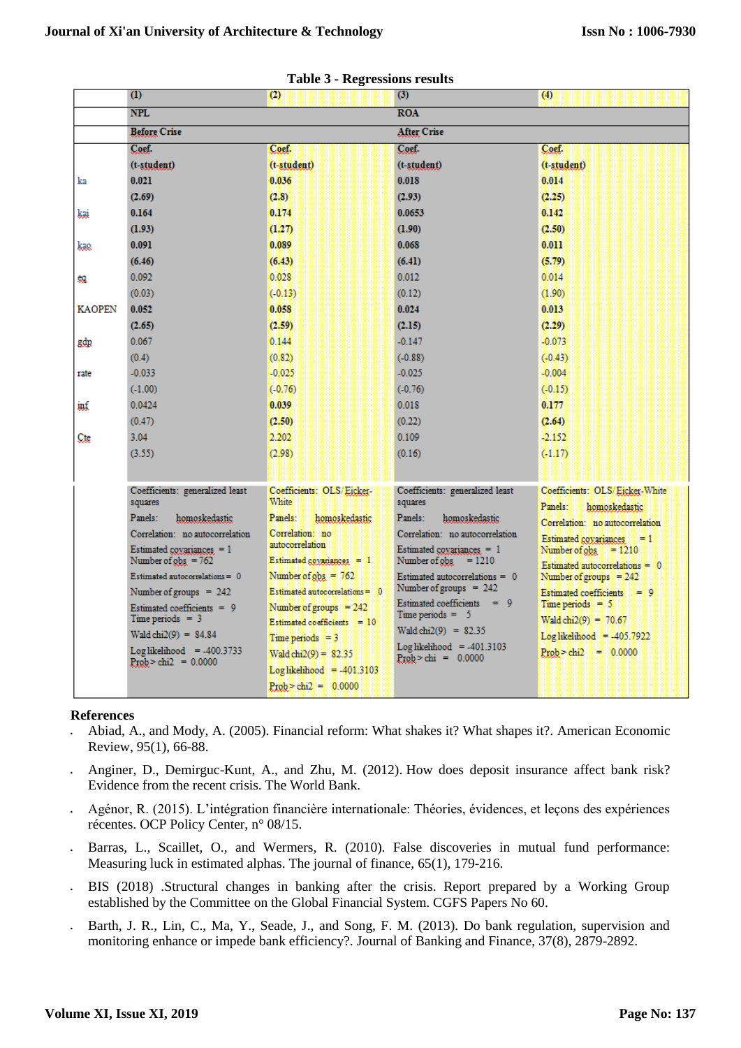**Table 3 - Regressions results**

| | (1) | (2) | (3) | (4) |
|---|---|---|---|---|
| | NPL | | ROA | |
| | Before Crise | | After Crise | |
| | Coef. (t-student) | Coef. (t-student) | Coef. (t-student) | Coef. (t-student) |
| ka | **0.021** | **0.036** | **0.018** | **0.014** |
| | **(2.69)** | **(2.8)** | **(2.93)** | **(2.25)** |
| kai | **0.164** | **0.174** | **0.0653** | **0.142** |
| | **(1.93)** | **(1.27)** | **(1.90)** | **(2.50)** |
| kao | **0.091** | **0.089** | **0.068** | **0.011** |
| | **(6.46)** | **(6.43)** | **(6.41)** | **(5.79)** |
| eq | 0.092 | 0.028 | 0.012 | 0.014 |
| | (0.03) | (-0.13) | (0.12) | (1.90) |
| KAOPEN | **0.052** | **0.058** | **0.024** | **0.013** |
| | **(2.65)** | **(2.59)** | **(2.15)** | **(2.29)** |
| gdp | 0.067 | 0.144 | -0.147 | -0.073 |
| | (0.4) | (0.82) | (-0.88) | (-0.43) |
| rate | -0.033 | -0.025 | -0.025 | -0.004 |
| | (-1.00) | (-0.76) | (-0.76) | (-0.15) |
| inf | 0.0424 | **0.039** | 0.018 | **0.177** |
| | (0.47) | **(2.50)** | (0.22) | **(2.64)** |
| Cte | 3.04 | 2.202 | 0.109 | -2.152 |
| | (3.55) | (2.98) | (0.16) | (-1.17) |
| | Coefficients: generalized least squares<br>Panels: homoskedastic<br>Correlation: no autocorrelation<br>Estimated covariances = 1<br>Number of obs = 762<br>Estimated autocorrelations = 0<br>Number of groups = 242<br>Estimated coefficients = 9<br>Time periods = 3<br>Wald chi2(9) = 84.84<br>Log likelihood = -400.3733<br>Prob > chi2 = 0.0000 | Coefficients: OLS/Eicker-White<br>Panels: homoskedastic<br>Correlation: no autocorrelation<br>Estimated covariances = 1<br>Number of obs = 762<br>Estimated autocorrelations = 0<br>Number of groups = 242<br>Estimated coefficients = 10<br>Time periods = 3<br>Wald chi2(9) = 82.35<br>Log likelihood = -401.3103<br>Prob > chi2 = 0.0000 | Coefficients: generalized least squares<br>Panels: homoskedastic<br>Correlation: no autocorrelation<br>Estimated covariances = 1<br>Number of obs = 1210<br>Estimated autocorrelations = 0<br>Number of groups = 242<br>Estimated coefficients = 9<br>Time periods = 5<br>Wald chi2(9) = 82.35<br>Log likelihood = -401.3103<br>Prob > chi = 0.0000 | Coefficients: OLS/Eicker-White<br>Panels: homoskedastic<br>Correlation: no autocorrelation<br>Estimated covariances = 1<br>Number of obs = 1210<br>Estimated autocorrelations = 0<br>Number of groups = 242<br>Estimated coefficients = 9<br>Time periods = 5<br>Wald chi2(9) = 70.67<br>Log likelihood = -405.7922<br>Prob > chi2 = 0.0000 |

## References

- Abiad, A., and Mody, A. (2005). Financial reform: What shakes it? What shapes it?. American Economic Review, 95(1), 66-88.
- Anginer, D., Demirguc-Kunt, A., and Zhu, M. (2012). How does deposit insurance affect bank risk? Evidence from the recent crisis. The World Bank.
- Agénor, R. (2015). L'intégration financière internationale: Théories, évidences, et leçons des expériences récentes. OCP Policy Center, n° 08/15.
- Barras, L., Scaillet, O., and Wermers, R. (2010). False discoveries in mutual fund performance: Measuring luck in estimated alphas. The journal of finance, 65(1), 179-216.
- BIS (2018) .Structural changes in banking after the crisis. Report prepared by a Working Group established by the Committee on the Global Financial System. CGFS Papers No 60.
- Barth, J. R., Lin, C., Ma, Y., Seade, J., and Song, F. M. (2013). Do bank regulation, supervision and monitoring enhance or impede bank efficiency?. Journal of Banking and Finance, 37(8), 2879-2892.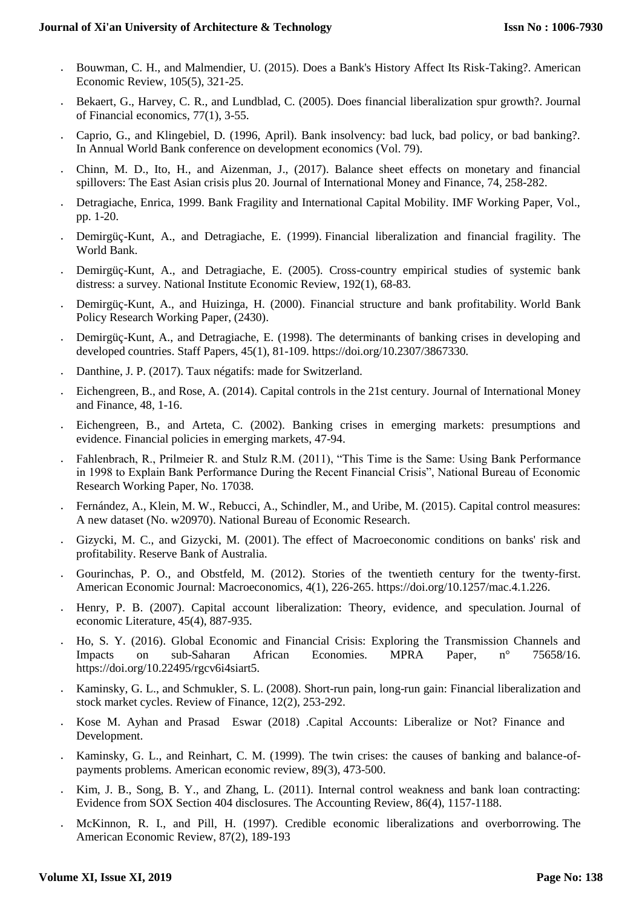- Bouwman, C. H., and Malmendier, U. (2015). Does a Bank's History Affect Its Risk-Taking?. American Economic Review, 105(5), 321-25.
- Bekaert, G., Harvey, C. R., and Lundblad, C. (2005). Does financial liberalization spur growth?. Journal of Financial economics, 77(1), 3-55.
- Caprio, G., and Klingebiel, D. (1996, April). Bank insolvency: bad luck, bad policy, or bad banking?. In Annual World Bank conference on development economics (Vol. 79).
- Chinn, M. D., Ito, H., and Aizenman, J., (2017). Balance sheet effects on monetary and financial spillovers: The East Asian crisis plus 20. Journal of International Money and Finance, 74, 258-282.
- Detragiache, Enrica, 1999. Bank Fragility and International Capital Mobility. IMF Working Paper, Vol., pp. 1-20.
- Demirgüç-Kunt, A., and Detragiache, E. (1999). Financial liberalization and financial fragility. The World Bank.
- Demirgüç-Kunt, A., and Detragiache, E. (2005). Cross-country empirical studies of systemic bank distress: a survey. National Institute Economic Review, 192(1), 68-83.
- Demirgüç-Kunt, A., and Huizinga, H. (2000). Financial structure and bank profitability. World Bank Policy Research Working Paper, (2430).
- Demirgüç-Kunt, A., and Detragiache, E. (1998). The determinants of banking crises in developing and developed countries. Staff Papers, 45(1), 81-109. https://doi.org/10.2307/3867330.
- Danthine, J. P. (2017). Taux négatifs: made for Switzerland.
- Eichengreen, B., and Rose, A. (2014). Capital controls in the 21st century. Journal of International Money and Finance, 48, 1-16.
- Eichengreen, B., and Arteta, C. (2002). Banking crises in emerging markets: presumptions and evidence. Financial policies in emerging markets, 47-94.
- Fahlenbrach, R., Prilmeier R. and Stulz R.M. (2011), "This Time is the Same: Using Bank Performance in 1998 to Explain Bank Performance During the Recent Financial Crisis", National Bureau of Economic Research Working Paper, No. 17038.
- Fernández, A., Klein, M. W., Rebucci, A., Schindler, M., and Uribe, M. (2015). Capital control measures: A new dataset (No. w20970). National Bureau of Economic Research.
- Gizycki, M. C., and Gizycki, M. (2001). The effect of Macroeconomic conditions on banks' risk and profitability. Reserve Bank of Australia.
- Gourinchas, P. O., and Obstfeld, M. (2012). Stories of the twentieth century for the twenty-first. American Economic Journal: Macroeconomics, 4(1), 226-265. https://doi.org/10.1257/mac.4.1.226.
- Henry, P. B. (2007). Capital account liberalization: Theory, evidence, and speculation. Journal of economic Literature, 45(4), 887-935.
- Ho, S. Y. (2016). Global Economic and Financial Crisis: Exploring the Transmission Channels and Impacts on sub-Saharan African Economies. MPRA Paper, n° 75658/16. https://doi.org/10.22495/rgcv6i4siart5.
- Kaminsky, G. L., and Schmukler, S. L. (2008). Short-run pain, long-run gain: Financial liberalization and stock market cycles. Review of Finance, 12(2), 253-292.
- Kose M. Ayhan and Prasad Eswar (2018) .Capital Accounts: Liberalize or Not? Finance and Development.
- Kaminsky, G. L., and Reinhart, C. M. (1999). The twin crises: the causes of banking and balance-of-payments problems. American economic review, 89(3), 473-500.
- Kim, J. B., Song, B. Y., and Zhang, L. (2011). Internal control weakness and bank loan contracting: Evidence from SOX Section 404 disclosures. The Accounting Review, 86(4), 1157-1188.
- McKinnon, R. I., and Pill, H. (1997). Credible economic liberalizations and overborrowing. The American Economic Review, 87(2), 189-193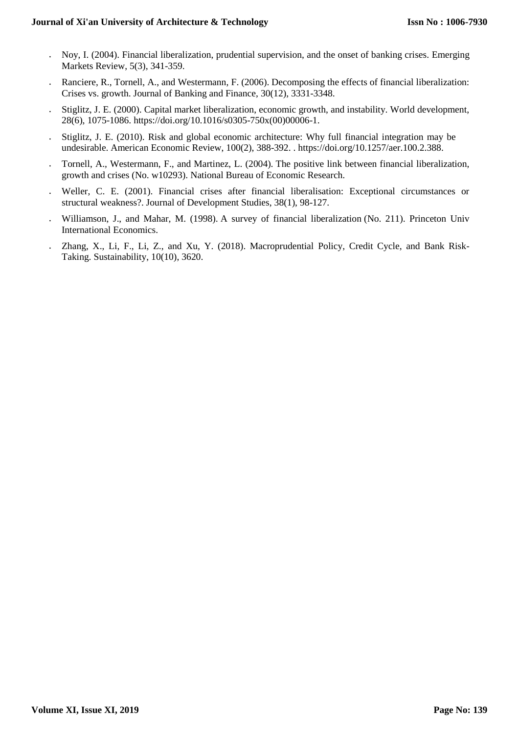- Noy, I. (2004). Financial liberalization, prudential supervision, and the onset of banking crises. Emerging Markets Review, 5(3), 341-359.
- Ranciere, R., Tornell, A., and Westermann, F. (2006). Decomposing the effects of financial liberalization: Crises vs. growth. Journal of Banking and Finance, 30(12), 3331-3348.
- Stiglitz, J. E. (2000). Capital market liberalization, economic growth, and instability. World development, 28(6), 1075-1086. https://doi.org/10.1016/s0305-750x(00)00006-1.
- Stiglitz, J. E. (2010). Risk and global economic architecture: Why full financial integration may be undesirable. American Economic Review, 100(2), 388-392. . https://doi.org/10.1257/aer.100.2.388.
- Tornell, A., Westermann, F., and Martinez, L. (2004). The positive link between financial liberalization, growth and crises (No. w10293). National Bureau of Economic Research.
- Weller, C. E. (2001). Financial crises after financial liberalisation: Exceptional circumstances or structural weakness?. Journal of Development Studies, 38(1), 98-127.
- Williamson, J., and Mahar, M. (1998). A survey of financial liberalization (No. 211). Princeton Univ International Economics.
- Zhang, X., Li, F., Li, Z., and Xu, Y. (2018). Macroprudential Policy, Credit Cycle, and Bank Risk-Taking. Sustainability, 10(10), 3620.